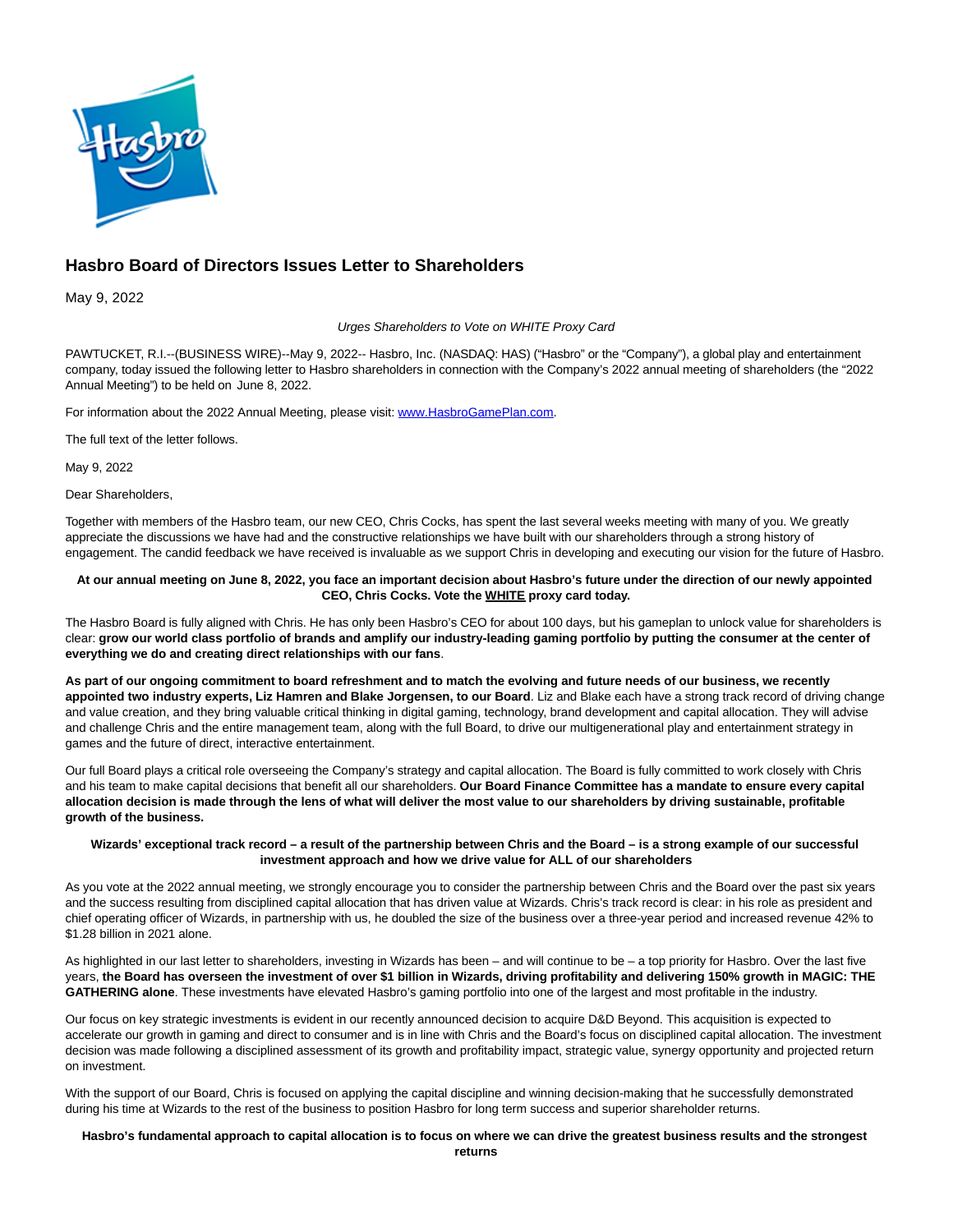# Hasbro Board of Directors Issues Letter to Shareholders

May 9, 2022

*Urges Shareholders to Vote on WHITE Proxy Card*

PAWTUCKET, R.I.--(BUSINESS WIRE)--May 9, 2022-- Hasbro, Inc. (NASDAQ: HAS) ("Hasbro" or the "Company"), a global play and entertainment company, today issued the following letter to Hasbro shareholders in connection with the Company's 2022 annual meeting of shareholders (the "2022 Annual Meeting") to be held on June 8, 2022.

For information about the 2022 Annual Meeting, please visit: www.HasbroGamePlan.com.

The full text of the letter follows.

May 9, 2022

Dear Shareholders,

Together with members of the Hasbro team, our new CEO, Chris Cocks, has spent the last several weeks meeting with many of you. We greatly appreciate the discussions we have had and the constructive relationships we have built with our shareholders through a strong history of engagement. The candid feedback we have received is invaluable as we support Chris in developing and executing our vision for the future of Hasbro.

**At our annual meeting on June 8, 2022, you face an important decision about Hasbro's future under the direction of our newly appointed CEO, Chris Cocks. Vote the WHITE proxy card today.**

The Hasbro Board is fully aligned with Chris. He has only been Hasbro's CEO for about 100 days, but his gameplan to unlock value for shareholders is clear: **grow our world class portfolio of brands and amplify our industry-leading gaming portfolio by putting the consumer at the center of everything we do and creating direct relationships with our fans**.

**As part of our ongoing commitment to board refreshment and to match the evolving and future needs of our business, we recently appointed two industry experts, Liz Hamren and Blake Jorgensen, to our Board**. Liz and Blake each have a strong track record of driving change and value creation, and they bring valuable critical thinking in digital gaming, technology, brand development and capital allocation. They will advise and challenge Chris and the entire management team, along with the full Board, to drive our multigenerational play and entertainment strategy in games and the future of direct, interactive entertainment.

Our full Board plays a critical role overseeing the Company's strategy and capital allocation. The Board is fully committed to work closely with Chris and his team to make capital decisions that benefit all our shareholders. **Our Board Finance Committee has a mandate to ensure every capital allocation decision is made through the lens of what will deliver the most value to our shareholders by driving sustainable, profitable growth of the business.**

**Wizards' exceptional track record – a result of the partnership between Chris and the Board – is a strong example of our successful investment approach and how we drive value for ALL of our shareholders**

As you vote at the 2022 annual meeting, we strongly encourage you to consider the partnership between Chris and the Board over the past six years and the success resulting from disciplined capital allocation that has driven value at Wizards. Chris's track record is clear: in his role as president and chief operating officer of Wizards, in partnership with us, he doubled the size of the business over a three-year period and increased revenue 42% to $1.28 billion in 2021 alone.

As highlighted in our last letter to shareholders, investing in Wizards has been – and will continue to be – a top priority for Hasbro. Over the last five years, **the Board has overseen the investment of over $1 billion in Wizards, driving profitability and delivering 150% growth in MAGIC: THE GATHERING alone**. These investments have elevated Hasbro's gaming portfolio into one of the largest and most profitable in the industry.

Our focus on key strategic investments is evident in our recently announced decision to acquire D&D Beyond. This acquisition is expected to accelerate our growth in gaming and direct to consumer and is in line with Chris and the Board's focus on disciplined capital allocation. The investment decision was made following a disciplined assessment of its growth and profitability impact, strategic value, synergy opportunity and projected return on investment.

With the support of our Board, Chris is focused on applying the capital discipline and winning decision-making that he successfully demonstrated during his time at Wizards to the rest of the business to position Hasbro for long term success and superior shareholder returns.

**Hasbro's fundamental approach to capital allocation is to focus on where we can drive the greatest business results and the strongest returns**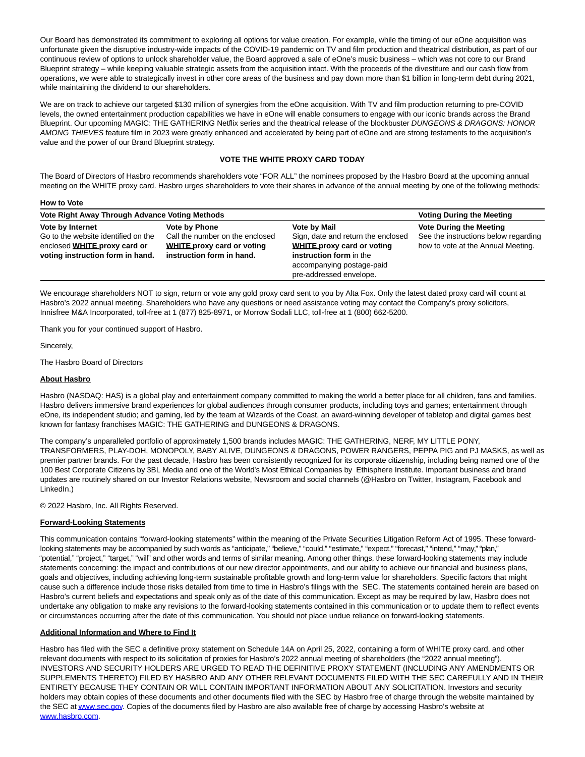Our Board has demonstrated its commitment to exploring all options for value creation. For example, while the timing of our eOne acquisition was unfortunate given the disruptive industry-wide impacts of the COVID-19 pandemic on TV and film production and theatrical distribution, as part of our continuous review of options to unlock shareholder value, the Board approved a sale of eOne's music business – which was not core to our Brand Blueprint strategy – while keeping valuable strategic assets from the acquisition intact. With the proceeds of the divestiture and our cash flow from operations, we were able to strategically invest in other core areas of the business and pay down more than $1 billion in long-term debt during 2021, while maintaining the dividend to our shareholders.

We are on track to achieve our targeted $130 million of synergies from the eOne acquisition. With TV and film production returning to pre-COVID levels, the owned entertainment production capabilities we have in eOne will enable consumers to engage with our iconic brands across the Brand Blueprint. Our upcoming MAGIC: THE GATHERING Netflix series and the theatrical release of the blockbuster *DUNGEONS & DRAGONS: HONOR AMONG THIEVES* feature film in 2023 were greatly enhanced and accelerated by being part of eOne and are strong testaments to the acquisition's value and the power of our Brand Blueprint strategy.

**VOTE THE WHITE PROXY CARD TODAY**

The Board of Directors of Hasbro recommends shareholders vote "FOR ALL" the nominees proposed by the Hasbro Board at the upcoming annual meeting on the WHITE proxy card. Hasbro urges shareholders to vote their shares in advance of the annual meeting by one of the following methods:

**How to Vote**

| **Vote Right Away Through Advance Voting Methods** | | | **Voting During the Meeting** |
|---|---|---|---|
| **Vote by Internet**<br>Go to the website identified on the enclosed **WHITE proxy card or voting instruction form in hand.** | **Vote by Phone**<br>Call the number on the enclosed **WHITE proxy card or voting instruction form in hand.** | **Vote by Mail**<br>Sign, date and return the enclosed **WHITE proxy card or voting instruction form** in the accompanying postage-paid pre-addressed envelope. | **Vote During the Meeting**<br>See the instructions below regarding how to vote at the Annual Meeting. |

We encourage shareholders NOT to sign, return or vote any gold proxy card sent to you by Alta Fox. Only the latest dated proxy card will count at Hasbro's 2022 annual meeting. Shareholders who have any questions or need assistance voting may contact the Company's proxy solicitors, Innisfree M&A Incorporated, toll-free at 1 (877) 825-8971, or Morrow Sodali LLC, toll-free at 1 (800) 662-5200.

Thank you for your continued support of Hasbro.

Sincerely,

The Hasbro Board of Directors

**About Hasbro**

Hasbro (NASDAQ: HAS) is a global play and entertainment company committed to making the world a better place for all children, fans and families. Hasbro delivers immersive brand experiences for global audiences through consumer products, including toys and games; entertainment through eOne, its independent studio; and gaming, led by the team at Wizards of the Coast, an award-winning developer of tabletop and digital games best known for fantasy franchises MAGIC: THE GATHERING and DUNGEONS & DRAGONS.

The company's unparalleled portfolio of approximately 1,500 brands includes MAGIC: THE GATHERING, NERF, MY LITTLE PONY, TRANSFORMERS, PLAY-DOH, MONOPOLY, BABY ALIVE, DUNGEONS & DRAGONS, POWER RANGERS, PEPPA PIG and PJ MASKS, as well as premier partner brands. For the past decade, Hasbro has been consistently recognized for its corporate citizenship, including being named one of the 100 Best Corporate Citizens by 3BL Media and one of the World's Most Ethical Companies by Ethisphere Institute. Important business and brand updates are routinely shared on our Investor Relations website, Newsroom and social channels (@Hasbro on Twitter, Instagram, Facebook and LinkedIn.)

© 2022 Hasbro, Inc. All Rights Reserved.

**Forward-Looking Statements**

This communication contains "forward-looking statements" within the meaning of the Private Securities Litigation Reform Act of 1995. These forward-looking statements may be accompanied by such words as "anticipate," "believe," "could," "estimate," "expect," "forecast," "intend," "may," "plan," "potential," "project," "target," "will" and other words and terms of similar meaning. Among other things, these forward-looking statements may include statements concerning: the impact and contributions of our new director appointments, and our ability to achieve our financial and business plans, goals and objectives, including achieving long-term sustainable profitable growth and long-term value for shareholders. Specific factors that might cause such a difference include those risks detailed from time to time in Hasbro's filings with the SEC. The statements contained herein are based on Hasbro's current beliefs and expectations and speak only as of the date of this communication. Except as may be required by law, Hasbro does not undertake any obligation to make any revisions to the forward-looking statements contained in this communication or to update them to reflect events or circumstances occurring after the date of this communication. You should not place undue reliance on forward-looking statements.

**Additional Information and Where to Find It**

Hasbro has filed with the SEC a definitive proxy statement on Schedule 14A on April 25, 2022, containing a form of WHITE proxy card, and other relevant documents with respect to its solicitation of proxies for Hasbro's 2022 annual meeting of shareholders (the "2022 annual meeting"). INVESTORS AND SECURITY HOLDERS ARE URGED TO READ THE DEFINITIVE PROXY STATEMENT (INCLUDING ANY AMENDMENTS OR SUPPLEMENTS THERETO) FILED BY HASBRO AND ANY OTHER RELEVANT DOCUMENTS FILED WITH THE SEC CAREFULLY AND IN THEIR ENTIRETY BECAUSE THEY CONTAIN OR WILL CONTAIN IMPORTANT INFORMATION ABOUT ANY SOLICITATION. Investors and security holders may obtain copies of these documents and other documents filed with the SEC by Hasbro free of charge through the website maintained by the SEC at www.sec.gov. Copies of the documents filed by Hasbro are also available free of charge by accessing Hasbro's website at www.hasbro.com.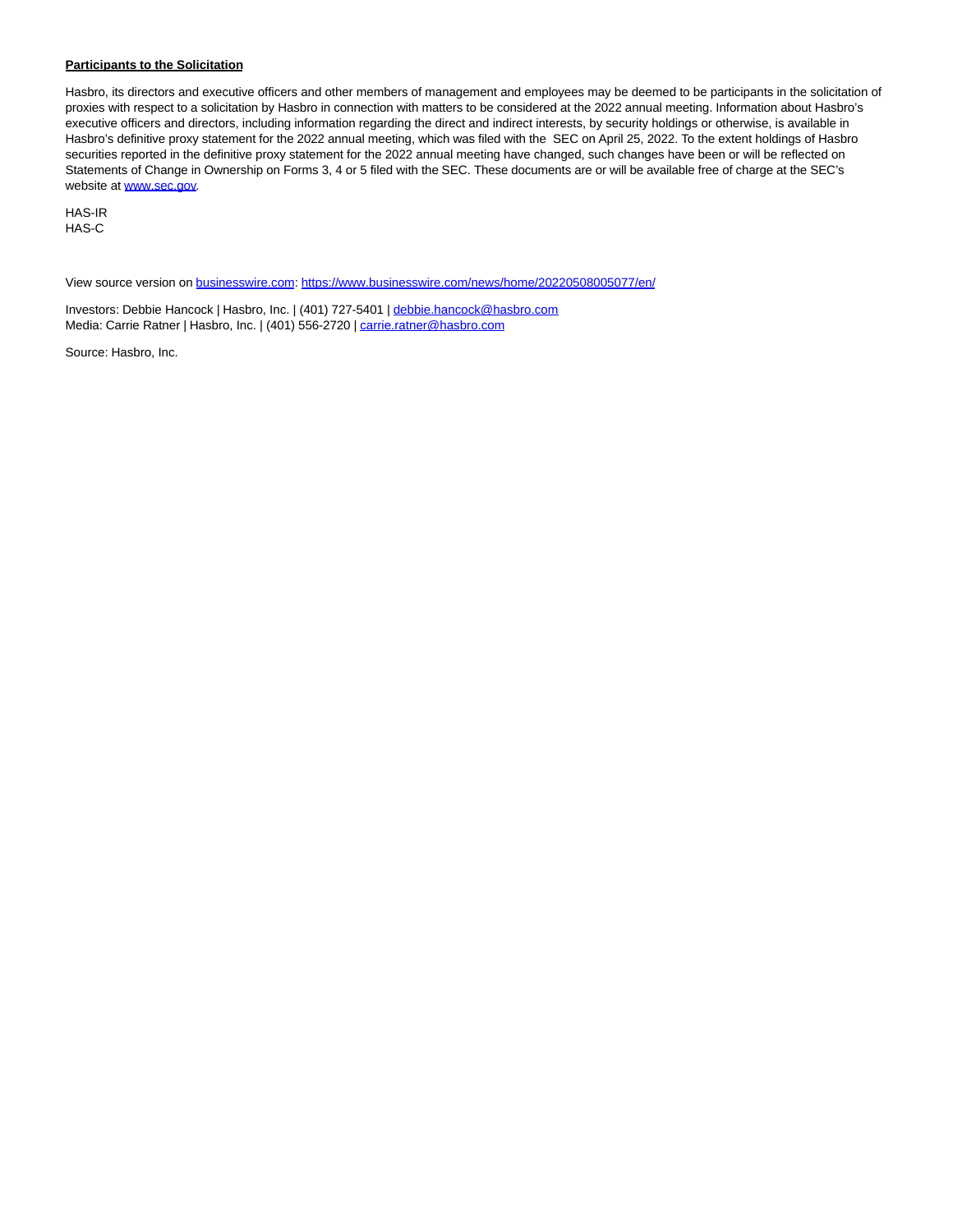**Participants to the Solicitation**

Hasbro, its directors and executive officers and other members of management and employees may be deemed to be participants in the solicitation of proxies with respect to a solicitation by Hasbro in connection with matters to be considered at the 2022 annual meeting. Information about Hasbro's executive officers and directors, including information regarding the direct and indirect interests, by security holdings or otherwise, is available in Hasbro's definitive proxy statement for the 2022 annual meeting, which was filed with the SEC on April 25, 2022. To the extent holdings of Hasbro securities reported in the definitive proxy statement for the 2022 annual meeting have changed, such changes have been or will be reflected on Statements of Change in Ownership on Forms 3, 4 or 5 filed with the SEC. These documents are or will be available free of charge at the SEC's website at www.sec.gov.

HAS-IR
HAS-C

View source version on businesswire.com: https://www.businesswire.com/news/home/20220508005077/en/

Investors: Debbie Hancock | Hasbro, Inc. | (401) 727-5401 | debbie.hancock@hasbro.com
Media: Carrie Ratner | Hasbro, Inc. | (401) 556-2720 | carrie.ratner@hasbro.com

Source: Hasbro, Inc.